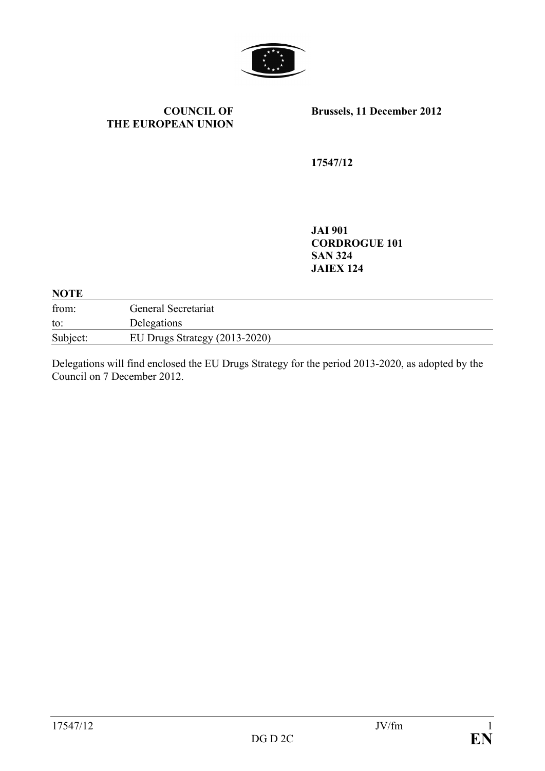**COUNCIL OF THE EUROPEAN UNION**

**Brussels, 11 December 2012**

**17547/12**

**JAI 901**
**CORDROGUE 101**
**SAN 324**
**JAIEX 124**

**NOTE**

| | |
|---|---|
| from: | General Secretariat |
| to: | Delegations |
| Subject: | EU Drugs Strategy (2013-2020) |

Delegations will find enclosed the EU Drugs Strategy for the period 2013-2020, as adopted by the Council on 7 December 2012.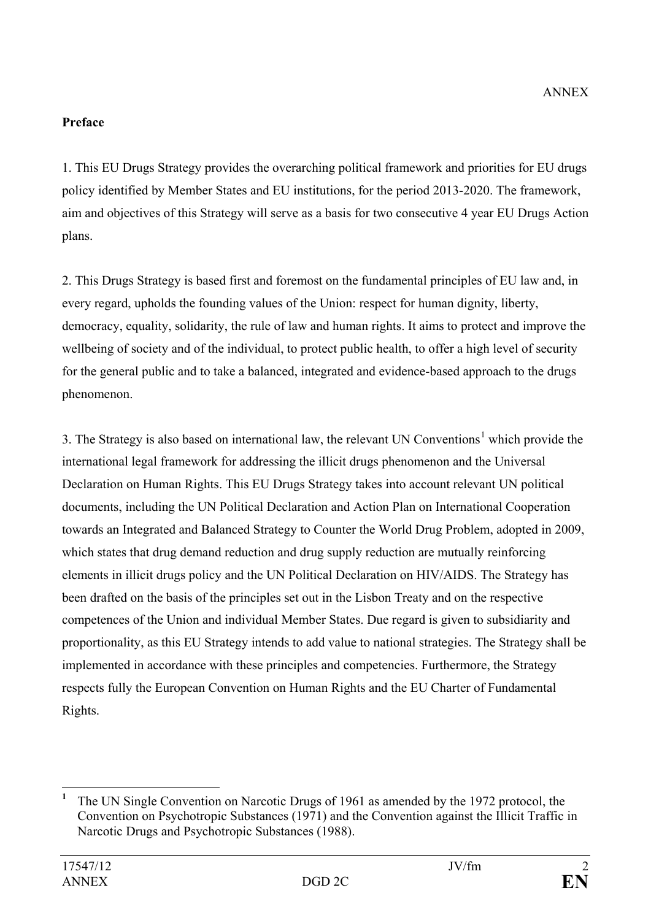ANNEX

**Preface**

1. This EU Drugs Strategy provides the overarching political framework and priorities for EU drugs policy identified by Member States and EU institutions, for the period 2013-2020. The framework, aim and objectives of this Strategy will serve as a basis for two consecutive 4 year EU Drugs Action plans.

2. This Drugs Strategy is based first and foremost on the fundamental principles of EU law and, in every regard, upholds the founding values of the Union: respect for human dignity, liberty, democracy, equality, solidarity, the rule of law and human rights. It aims to protect and improve the wellbeing of society and of the individual, to protect public health, to offer a high level of security for the general public and to take a balanced, integrated and evidence-based approach to the drugs phenomenon.

3. The Strategy is also based on international law, the relevant UN Conventions[1] which provide the international legal framework for addressing the illicit drugs phenomenon and the Universal Declaration on Human Rights. This EU Drugs Strategy takes into account relevant UN political documents, including the UN Political Declaration and Action Plan on International Cooperation towards an Integrated and Balanced Strategy to Counter the World Drug Problem, adopted in 2009, which states that drug demand reduction and drug supply reduction are mutually reinforcing elements in illicit drugs policy and the UN Political Declaration on HIV/AIDS. The Strategy has been drafted on the basis of the principles set out in the Lisbon Treaty and on the respective competences of the Union and individual Member States. Due regard is given to subsidiarity and proportionality, as this EU Strategy intends to add value to national strategies. The Strategy shall be implemented in accordance with these principles and competencies. Furthermore, the Strategy respects fully the European Convention on Human Rights and the EU Charter of Fundamental Rights.

[1] The UN Single Convention on Narcotic Drugs of 1961 as amended by the 1972 protocol, the Convention on Psychotropic Substances (1971) and the Convention against the Illicit Traffic in Narcotic Drugs and Psychotropic Substances (1988).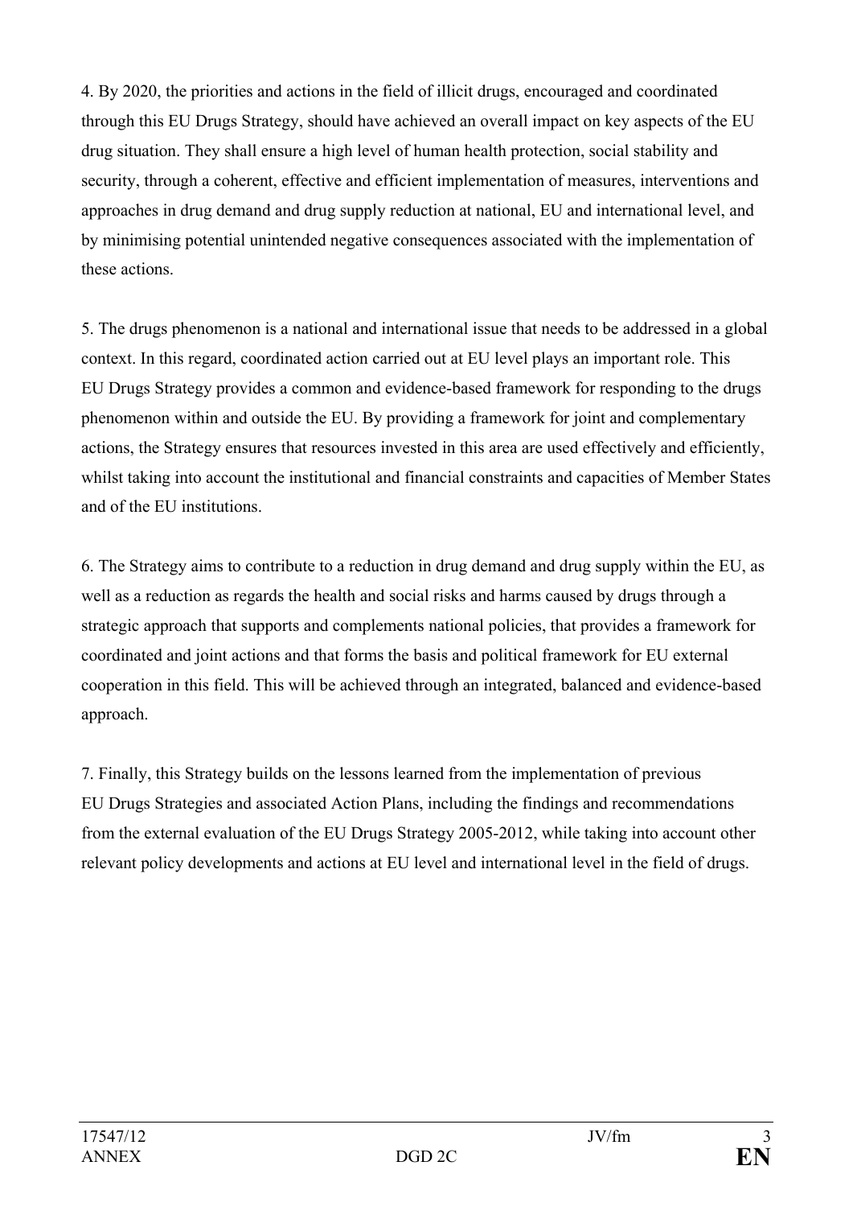4. By 2020, the priorities and actions in the field of illicit drugs, encouraged and coordinated through this EU Drugs Strategy, should have achieved an overall impact on key aspects of the EU drug situation. They shall ensure a high level of human health protection, social stability and security, through a coherent, effective and efficient implementation of measures, interventions and approaches in drug demand and drug supply reduction at national, EU and international level, and by minimising potential unintended negative consequences associated with the implementation of these actions.

5. The drugs phenomenon is a national and international issue that needs to be addressed in a global context. In this regard, coordinated action carried out at EU level plays an important role. This EU Drugs Strategy provides a common and evidence-based framework for responding to the drugs phenomenon within and outside the EU. By providing a framework for joint and complementary actions, the Strategy ensures that resources invested in this area are used effectively and efficiently, whilst taking into account the institutional and financial constraints and capacities of Member States and of the EU institutions.

6. The Strategy aims to contribute to a reduction in drug demand and drug supply within the EU, as well as a reduction as regards the health and social risks and harms caused by drugs through a strategic approach that supports and complements national policies, that provides a framework for coordinated and joint actions and that forms the basis and political framework for EU external cooperation in this field. This will be achieved through an integrated, balanced and evidence-based approach.

7. Finally, this Strategy builds on the lessons learned from the implementation of previous EU Drugs Strategies and associated Action Plans, including the findings and recommendations from the external evaluation of the EU Drugs Strategy 2005-2012, while taking into account other relevant policy developments and actions at EU level and international level in the field of drugs.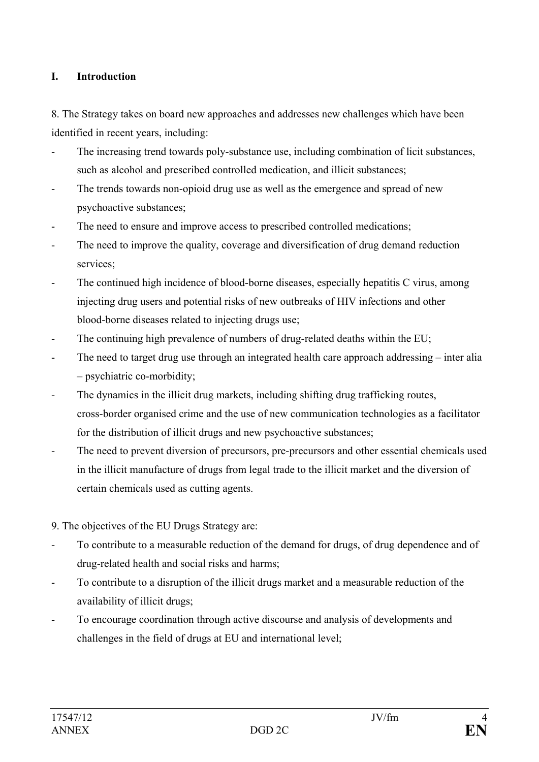## I. Introduction

8. The Strategy takes on board new approaches and addresses new challenges which have been identified in recent years, including:

- The increasing trend towards poly-substance use, including combination of licit substances, such as alcohol and prescribed controlled medication, and illicit substances;
- The trends towards non-opioid drug use as well as the emergence and spread of new psychoactive substances;
- The need to ensure and improve access to prescribed controlled medications;
- The need to improve the quality, coverage and diversification of drug demand reduction services;
- The continued high incidence of blood-borne diseases, especially hepatitis C virus, among injecting drug users and potential risks of new outbreaks of HIV infections and other blood-borne diseases related to injecting drugs use;
- The continuing high prevalence of numbers of drug-related deaths within the EU;
- The need to target drug use through an integrated health care approach addressing – inter alia – psychiatric co-morbidity;
- The dynamics in the illicit drug markets, including shifting drug trafficking routes, cross-border organised crime and the use of new communication technologies as a facilitator for the distribution of illicit drugs and new psychoactive substances;
- The need to prevent diversion of precursors, pre-precursors and other essential chemicals used in the illicit manufacture of drugs from legal trade to the illicit market and the diversion of certain chemicals used as cutting agents.

9. The objectives of the EU Drugs Strategy are:

- To contribute to a measurable reduction of the demand for drugs, of drug dependence and of drug-related health and social risks and harms;
- To contribute to a disruption of the illicit drugs market and a measurable reduction of the availability of illicit drugs;
- To encourage coordination through active discourse and analysis of developments and challenges in the field of drugs at EU and international level;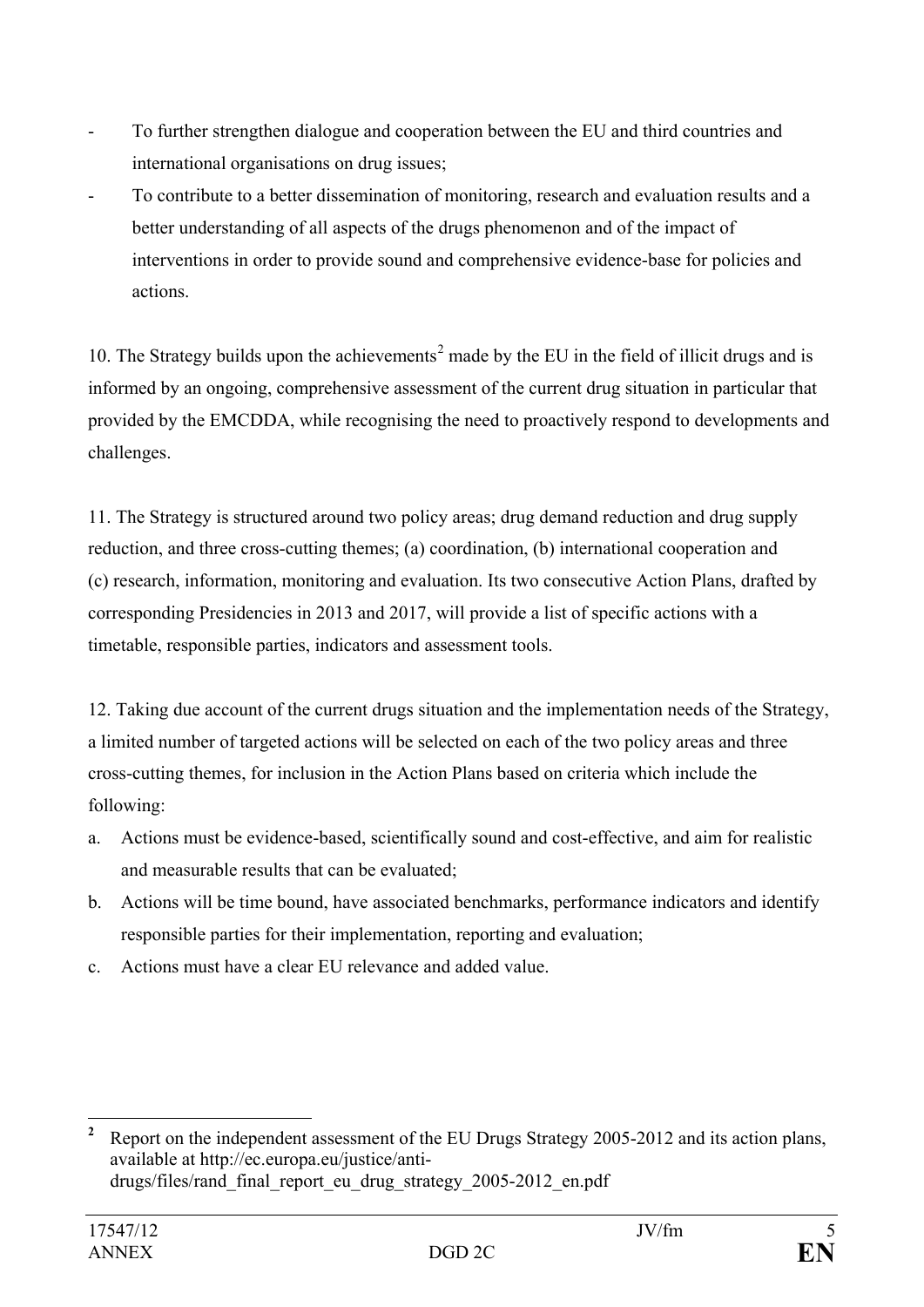- To further strengthen dialogue and cooperation between the EU and third countries and international organisations on drug issues;
- To contribute to a better dissemination of monitoring, research and evaluation results and a better understanding of all aspects of the drugs phenomenon and of the impact of interventions in order to provide sound and comprehensive evidence-base for policies and actions.

10. The Strategy builds upon the achievements[2] made by the EU in the field of illicit drugs and is informed by an ongoing, comprehensive assessment of the current drug situation in particular that provided by the EMCDDA, while recognising the need to proactively respond to developments and challenges.

11. The Strategy is structured around two policy areas; drug demand reduction and drug supply reduction, and three cross-cutting themes; (a) coordination, (b) international cooperation and (c) research, information, monitoring and evaluation. Its two consecutive Action Plans, drafted by corresponding Presidencies in 2013 and 2017, will provide a list of specific actions with a timetable, responsible parties, indicators and assessment tools.

12. Taking due account of the current drugs situation and the implementation needs of the Strategy, a limited number of targeted actions will be selected on each of the two policy areas and three cross-cutting themes, for inclusion in the Action Plans based on criteria which include the following:

a. Actions must be evidence-based, scientifically sound and cost-effective, and aim for realistic and measurable results that can be evaluated;
b. Actions will be time bound, have associated benchmarks, performance indicators and identify responsible parties for their implementation, reporting and evaluation;
c. Actions must have a clear EU relevance and added value.

---

[2] Report on the independent assessment of the EU Drugs Strategy 2005-2012 and its action plans, available at http://ec.europa.eu/justice/anti-drugs/files/rand_final_report_eu_drug_strategy_2005-2012_en.pdf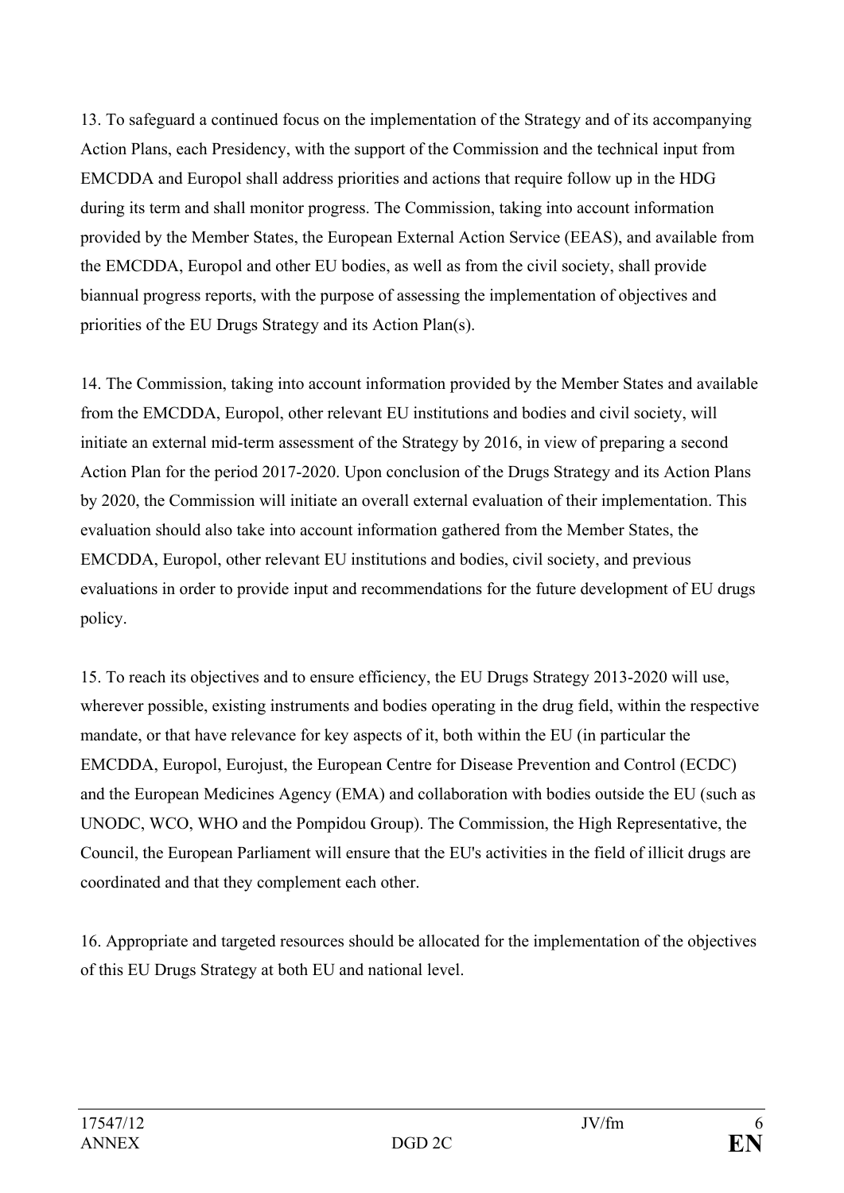13. To safeguard a continued focus on the implementation of the Strategy and of its accompanying Action Plans, each Presidency, with the support of the Commission and the technical input from EMCDDA and Europol shall address priorities and actions that require follow up in the HDG during its term and shall monitor progress. The Commission, taking into account information provided by the Member States, the European External Action Service (EEAS), and available from the EMCDDA, Europol and other EU bodies, as well as from the civil society, shall provide biannual progress reports, with the purpose of assessing the implementation of objectives and priorities of the EU Drugs Strategy and its Action Plan(s).

14. The Commission, taking into account information provided by the Member States and available from the EMCDDA, Europol, other relevant EU institutions and bodies and civil society, will initiate an external mid-term assessment of the Strategy by 2016, in view of preparing a second Action Plan for the period 2017-2020. Upon conclusion of the Drugs Strategy and its Action Plans by 2020, the Commission will initiate an overall external evaluation of their implementation. This evaluation should also take into account information gathered from the Member States, the EMCDDA, Europol, other relevant EU institutions and bodies, civil society, and previous evaluations in order to provide input and recommendations for the future development of EU drugs policy.

15. To reach its objectives and to ensure efficiency, the EU Drugs Strategy 2013-2020 will use, wherever possible, existing instruments and bodies operating in the drug field, within the respective mandate, or that have relevance for key aspects of it, both within the EU (in particular the EMCDDA, Europol, Eurojust, the European Centre for Disease Prevention and Control (ECDC) and the European Medicines Agency (EMA) and collaboration with bodies outside the EU (such as UNODC, WCO, WHO and the Pompidou Group). The Commission, the High Representative, the Council, the European Parliament will ensure that the EU's activities in the field of illicit drugs are coordinated and that they complement each other.

16. Appropriate and targeted resources should be allocated for the implementation of the objectives of this EU Drugs Strategy at both EU and national level.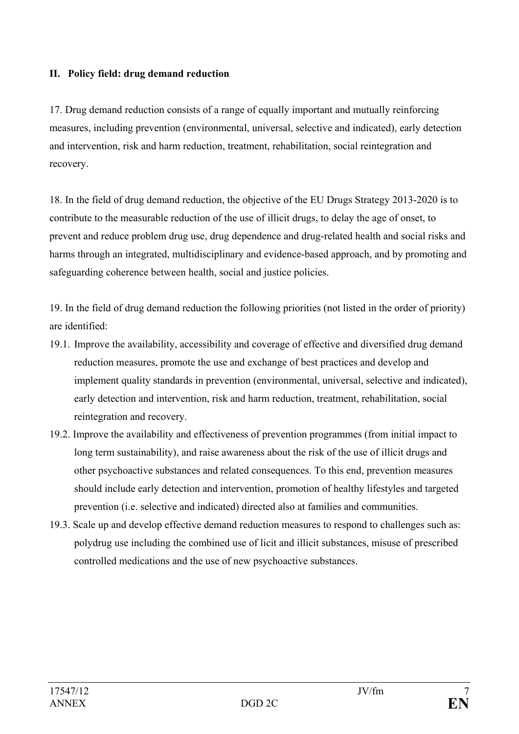## II. Policy field: drug demand reduction

17. Drug demand reduction consists of a range of equally important and mutually reinforcing measures, including prevention (environmental, universal, selective and indicated), early detection and intervention, risk and harm reduction, treatment, rehabilitation, social reintegration and recovery.

18. In the field of drug demand reduction, the objective of the EU Drugs Strategy 2013-2020 is to contribute to the measurable reduction of the use of illicit drugs, to delay the age of onset, to prevent and reduce problem drug use, drug dependence and drug-related health and social risks and harms through an integrated, multidisciplinary and evidence-based approach, and by promoting and safeguarding coherence between health, social and justice policies.

19. In the field of drug demand reduction the following priorities (not listed in the order of priority) are identified:

19.1. Improve the availability, accessibility and coverage of effective and diversified drug demand reduction measures, promote the use and exchange of best practices and develop and implement quality standards in prevention (environmental, universal, selective and indicated), early detection and intervention, risk and harm reduction, treatment, rehabilitation, social reintegration and recovery.

19.2. Improve the availability and effectiveness of prevention programmes (from initial impact to long term sustainability), and raise awareness about the risk of the use of illicit drugs and other psychoactive substances and related consequences. To this end, prevention measures should include early detection and intervention, promotion of healthy lifestyles and targeted prevention (i.e. selective and indicated) directed also at families and communities.

19.3. Scale up and develop effective demand reduction measures to respond to challenges such as: polydrug use including the combined use of licit and illicit substances, misuse of prescribed controlled medications and the use of new psychoactive substances.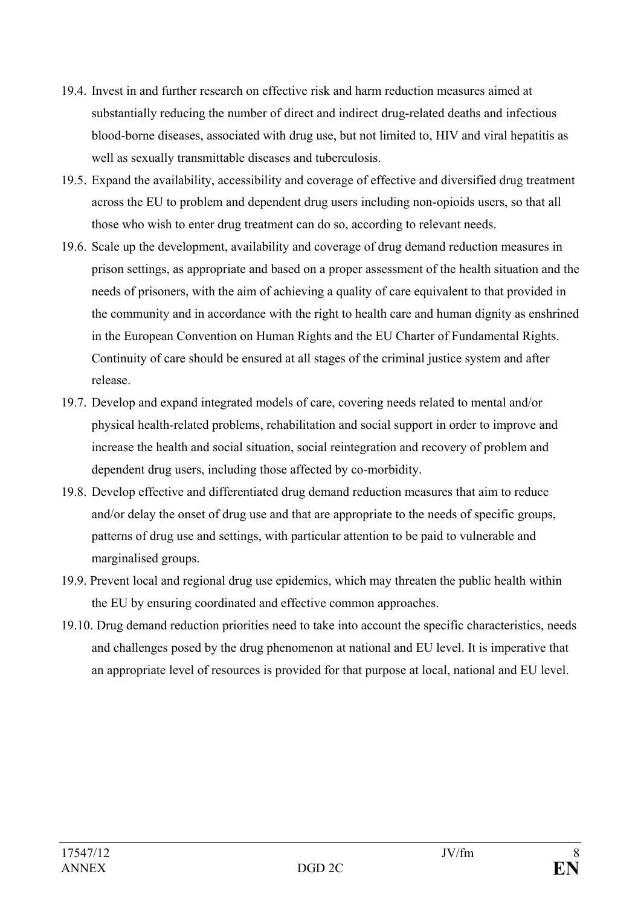19.4. Invest in and further research on effective risk and harm reduction measures aimed at substantially reducing the number of direct and indirect drug-related deaths and infectious blood-borne diseases, associated with drug use, but not limited to, HIV and viral hepatitis as well as sexually transmittable diseases and tuberculosis.

19.5. Expand the availability, accessibility and coverage of effective and diversified drug treatment across the EU to problem and dependent drug users including non-opioids users, so that all those who wish to enter drug treatment can do so, according to relevant needs.

19.6. Scale up the development, availability and coverage of drug demand reduction measures in prison settings, as appropriate and based on a proper assessment of the health situation and the needs of prisoners, with the aim of achieving a quality of care equivalent to that provided in the community and in accordance with the right to health care and human dignity as enshrined in the European Convention on Human Rights and the EU Charter of Fundamental Rights. Continuity of care should be ensured at all stages of the criminal justice system and after release.

19.7. Develop and expand integrated models of care, covering needs related to mental and/or physical health-related problems, rehabilitation and social support in order to improve and increase the health and social situation, social reintegration and recovery of problem and dependent drug users, including those affected by co-morbidity.

19.8. Develop effective and differentiated drug demand reduction measures that aim to reduce and/or delay the onset of drug use and that are appropriate to the needs of specific groups, patterns of drug use and settings, with particular attention to be paid to vulnerable and marginalised groups.

19.9. Prevent local and regional drug use epidemics, which may threaten the public health within the EU by ensuring coordinated and effective common approaches.

19.10. Drug demand reduction priorities need to take into account the specific characteristics, needs and challenges posed by the drug phenomenon at national and EU level. It is imperative that an appropriate level of resources is provided for that purpose at local, national and EU level.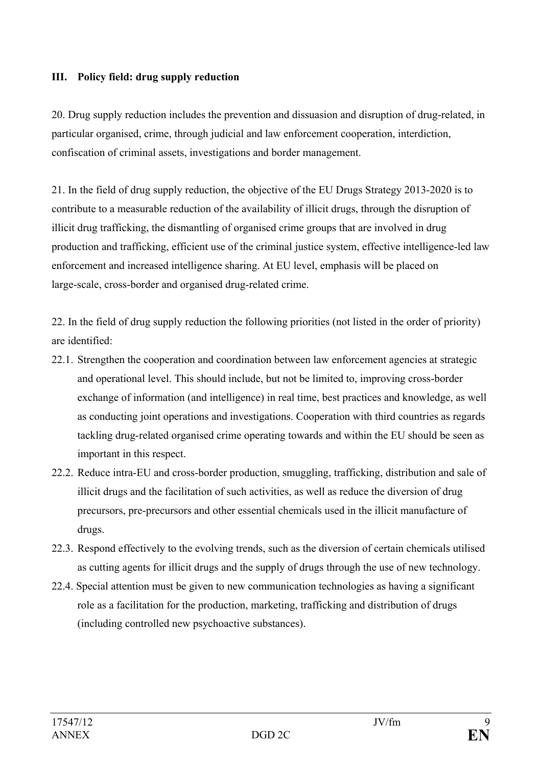## III. Policy field: drug supply reduction

20. Drug supply reduction includes the prevention and dissuasion and disruption of drug-related, in particular organised, crime, through judicial and law enforcement cooperation, interdiction, confiscation of criminal assets, investigations and border management.

21. In the field of drug supply reduction, the objective of the EU Drugs Strategy 2013-2020 is to contribute to a measurable reduction of the availability of illicit drugs, through the disruption of illicit drug trafficking, the dismantling of organised crime groups that are involved in drug production and trafficking, efficient use of the criminal justice system, effective intelligence-led law enforcement and increased intelligence sharing. At EU level, emphasis will be placed on large-scale, cross-border and organised drug-related crime.

22. In the field of drug supply reduction the following priorities (not listed in the order of priority) are identified:

22.1. Strengthen the cooperation and coordination between law enforcement agencies at strategic and operational level. This should include, but not be limited to, improving cross-border exchange of information (and intelligence) in real time, best practices and knowledge, as well as conducting joint operations and investigations. Cooperation with third countries as regards tackling drug-related organised crime operating towards and within the EU should be seen as important in this respect.

22.2. Reduce intra-EU and cross-border production, smuggling, trafficking, distribution and sale of illicit drugs and the facilitation of such activities, as well as reduce the diversion of drug precursors, pre-precursors and other essential chemicals used in the illicit manufacture of drugs.

22.3. Respond effectively to the evolving trends, such as the diversion of certain chemicals utilised as cutting agents for illicit drugs and the supply of drugs through the use of new technology.

22.4. Special attention must be given to new communication technologies as having a significant role as a facilitation for the production, marketing, trafficking and distribution of drugs (including controlled new psychoactive substances).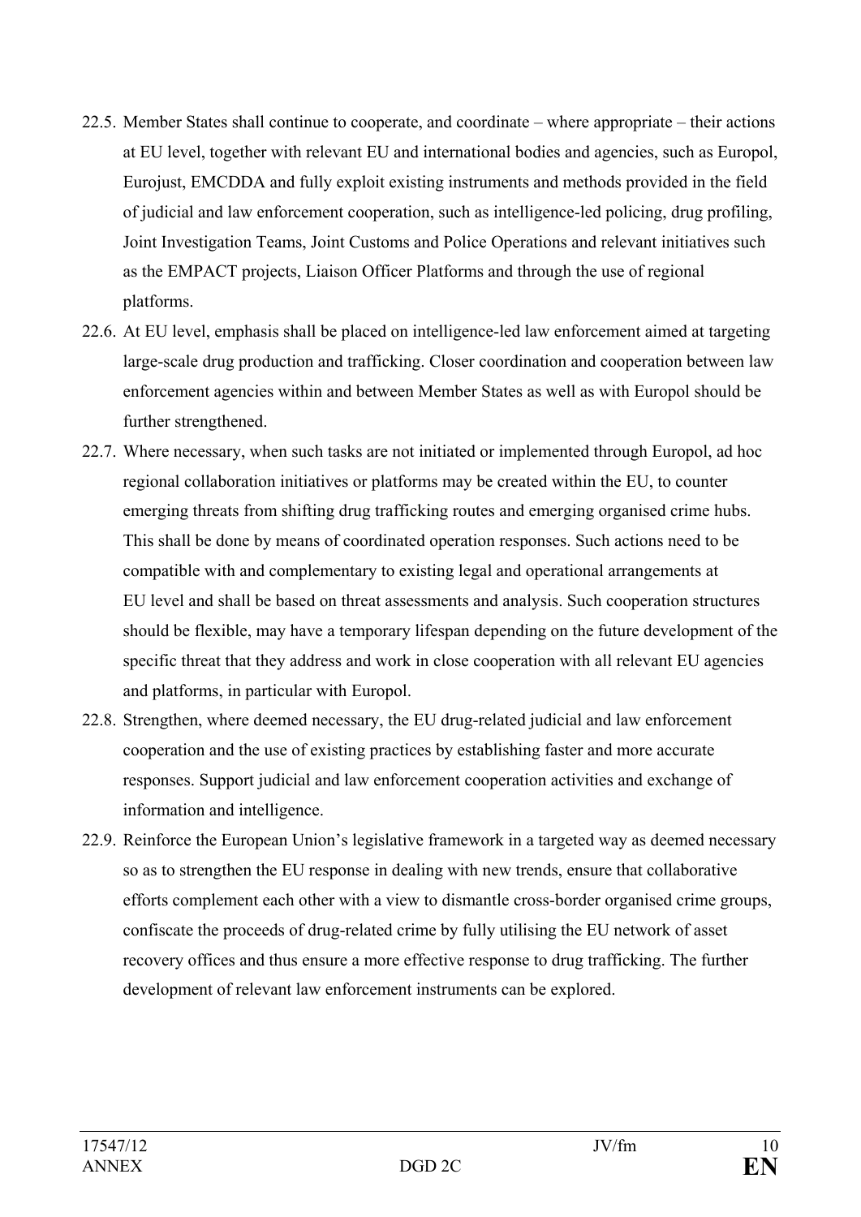22.5. Member States shall continue to cooperate, and coordinate – where appropriate – their actions at EU level, together with relevant EU and international bodies and agencies, such as Europol, Eurojust, EMCDDA and fully exploit existing instruments and methods provided in the field of judicial and law enforcement cooperation, such as intelligence-led policing, drug profiling, Joint Investigation Teams, Joint Customs and Police Operations and relevant initiatives such as the EMPACT projects, Liaison Officer Platforms and through the use of regional platforms.

22.6. At EU level, emphasis shall be placed on intelligence-led law enforcement aimed at targeting large-scale drug production and trafficking. Closer coordination and cooperation between law enforcement agencies within and between Member States as well as with Europol should be further strengthened.

22.7. Where necessary, when such tasks are not initiated or implemented through Europol, ad hoc regional collaboration initiatives or platforms may be created within the EU, to counter emerging threats from shifting drug trafficking routes and emerging organised crime hubs. This shall be done by means of coordinated operation responses. Such actions need to be compatible with and complementary to existing legal and operational arrangements at EU level and shall be based on threat assessments and analysis. Such cooperation structures should be flexible, may have a temporary lifespan depending on the future development of the specific threat that they address and work in close cooperation with all relevant EU agencies and platforms, in particular with Europol.

22.8. Strengthen, where deemed necessary, the EU drug-related judicial and law enforcement cooperation and the use of existing practices by establishing faster and more accurate responses. Support judicial and law enforcement cooperation activities and exchange of information and intelligence.

22.9. Reinforce the European Union's legislative framework in a targeted way as deemed necessary so as to strengthen the EU response in dealing with new trends, ensure that collaborative efforts complement each other with a view to dismantle cross-border organised crime groups, confiscate the proceeds of drug-related crime by fully utilising the EU network of asset recovery offices and thus ensure a more effective response to drug trafficking. The further development of relevant law enforcement instruments can be explored.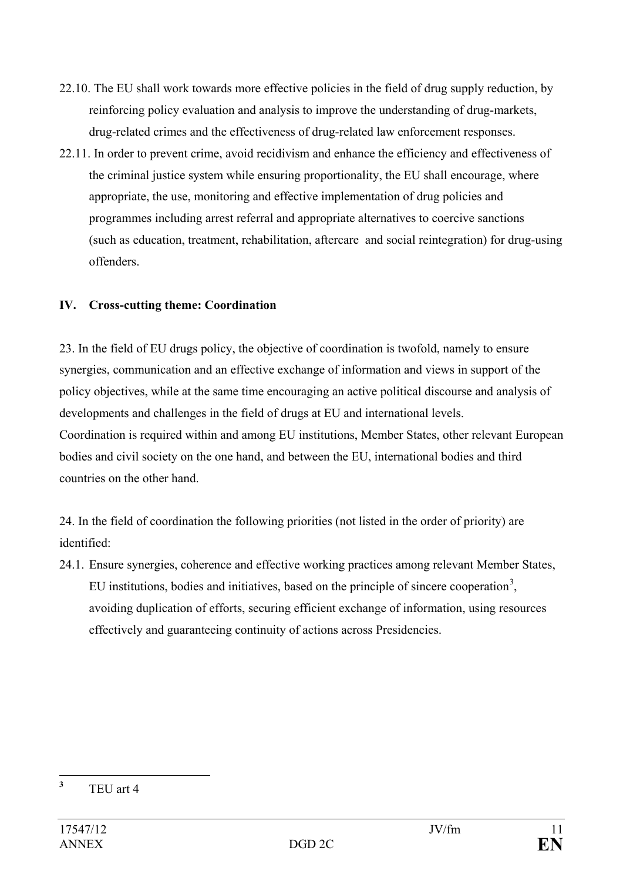22.10. The EU shall work towards more effective policies in the field of drug supply reduction, by reinforcing policy evaluation and analysis to improve the understanding of drug-markets, drug-related crimes and the effectiveness of drug-related law enforcement responses.

22.11. In order to prevent crime, avoid recidivism and enhance the efficiency and effectiveness of the criminal justice system while ensuring proportionality, the EU shall encourage, where appropriate, the use, monitoring and effective implementation of drug policies and programmes including arrest referral and appropriate alternatives to coercive sanctions (such as education, treatment, rehabilitation, aftercare and social reintegration) for drug-using offenders.

## IV. Cross-cutting theme: Coordination

23. In the field of EU drugs policy, the objective of coordination is twofold, namely to ensure synergies, communication and an effective exchange of information and views in support of the policy objectives, while at the same time encouraging an active political discourse and analysis of developments and challenges in the field of drugs at EU and international levels. Coordination is required within and among EU institutions, Member States, other relevant European bodies and civil society on the one hand, and between the EU, international bodies and third countries on the other hand.

24. In the field of coordination the following priorities (not listed in the order of priority) are identified:

24.1. Ensure synergies, coherence and effective working practices among relevant Member States, EU institutions, bodies and initiatives, based on the principle of sincere cooperation[3], avoiding duplication of efforts, securing efficient exchange of information, using resources effectively and guaranteeing continuity of actions across Presidencies.

---

[3] TEU art 4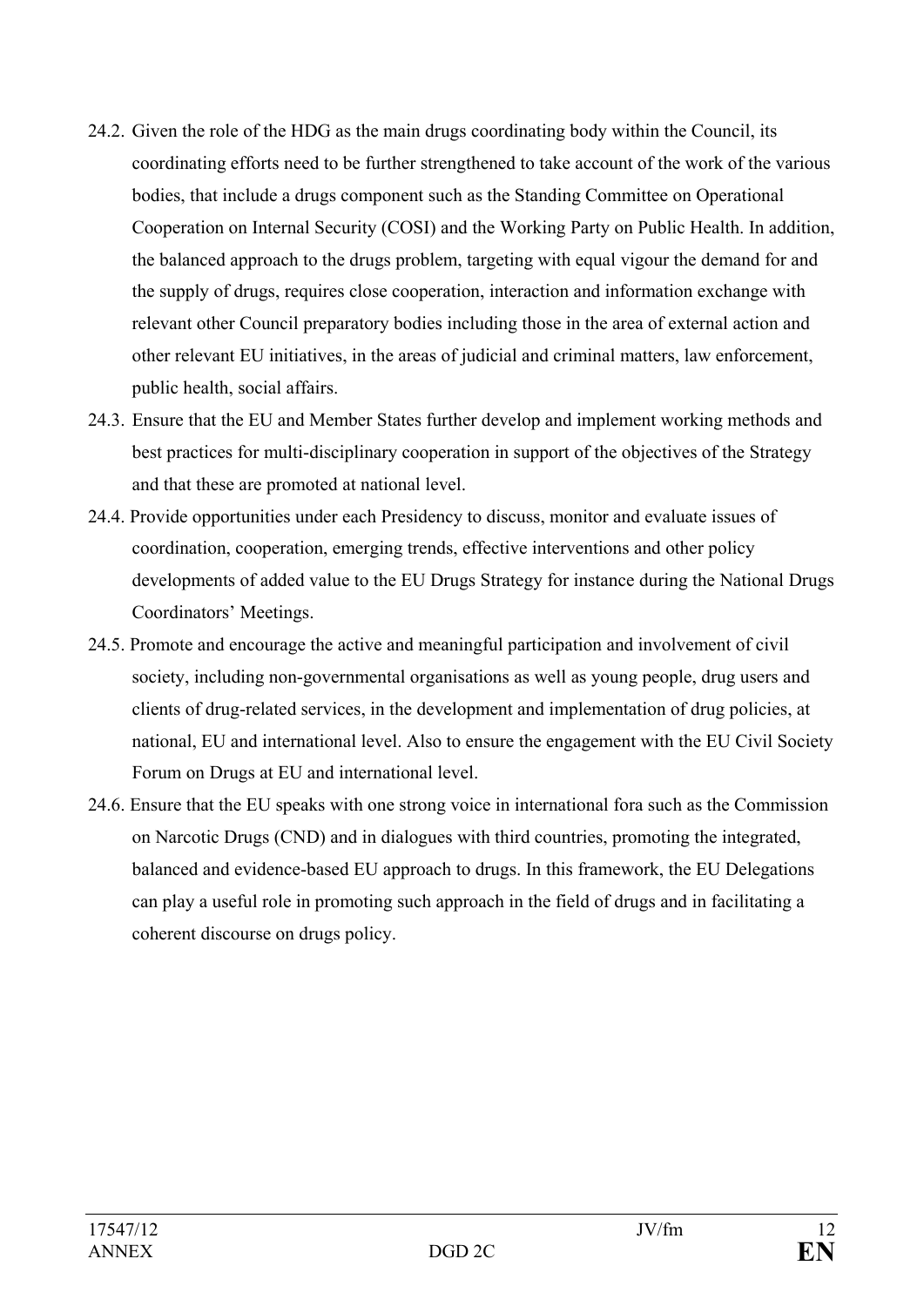24.2. Given the role of the HDG as the main drugs coordinating body within the Council, its coordinating efforts need to be further strengthened to take account of the work of the various bodies, that include a drugs component such as the Standing Committee on Operational Cooperation on Internal Security (COSI) and the Working Party on Public Health. In addition, the balanced approach to the drugs problem, targeting with equal vigour the demand for and the supply of drugs, requires close cooperation, interaction and information exchange with relevant other Council preparatory bodies including those in the area of external action and other relevant EU initiatives, in the areas of judicial and criminal matters, law enforcement, public health, social affairs.

24.3. Ensure that the EU and Member States further develop and implement working methods and best practices for multi-disciplinary cooperation in support of the objectives of the Strategy and that these are promoted at national level.

24.4. Provide opportunities under each Presidency to discuss, monitor and evaluate issues of coordination, cooperation, emerging trends, effective interventions and other policy developments of added value to the EU Drugs Strategy for instance during the National Drugs Coordinators' Meetings.

24.5. Promote and encourage the active and meaningful participation and involvement of civil society, including non-governmental organisations as well as young people, drug users and clients of drug-related services, in the development and implementation of drug policies, at national, EU and international level. Also to ensure the engagement with the EU Civil Society Forum on Drugs at EU and international level.

24.6. Ensure that the EU speaks with one strong voice in international fora such as the Commission on Narcotic Drugs (CND) and in dialogues with third countries, promoting the integrated, balanced and evidence-based EU approach to drugs. In this framework, the EU Delegations can play a useful role in promoting such approach in the field of drugs and in facilitating a coherent discourse on drugs policy.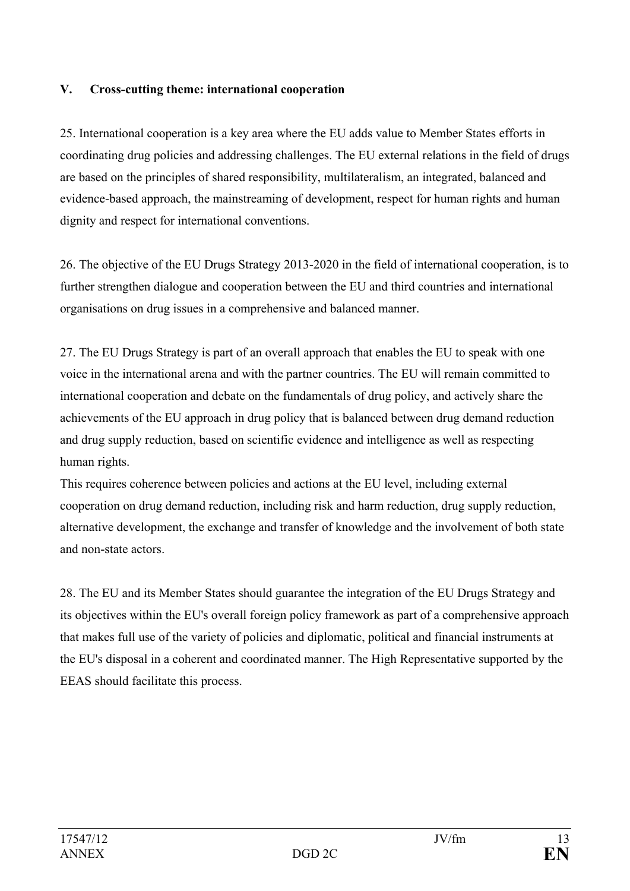## V. Cross-cutting theme: international cooperation

25. International cooperation is a key area where the EU adds value to Member States efforts in coordinating drug policies and addressing challenges. The EU external relations in the field of drugs are based on the principles of shared responsibility, multilateralism, an integrated, balanced and evidence-based approach, the mainstreaming of development, respect for human rights and human dignity and respect for international conventions.

26. The objective of the EU Drugs Strategy 2013-2020 in the field of international cooperation, is to further strengthen dialogue and cooperation between the EU and third countries and international organisations on drug issues in a comprehensive and balanced manner.

27. The EU Drugs Strategy is part of an overall approach that enables the EU to speak with one voice in the international arena and with the partner countries. The EU will remain committed to international cooperation and debate on the fundamentals of drug policy, and actively share the achievements of the EU approach in drug policy that is balanced between drug demand reduction and drug supply reduction, based on scientific evidence and intelligence as well as respecting human rights.
This requires coherence between policies and actions at the EU level, including external cooperation on drug demand reduction, including risk and harm reduction, drug supply reduction, alternative development, the exchange and transfer of knowledge and the involvement of both state and non-state actors.

28. The EU and its Member States should guarantee the integration of the EU Drugs Strategy and its objectives within the EU's overall foreign policy framework as part of a comprehensive approach that makes full use of the variety of policies and diplomatic, political and financial instruments at the EU's disposal in a coherent and coordinated manner. The High Representative supported by the EEAS should facilitate this process.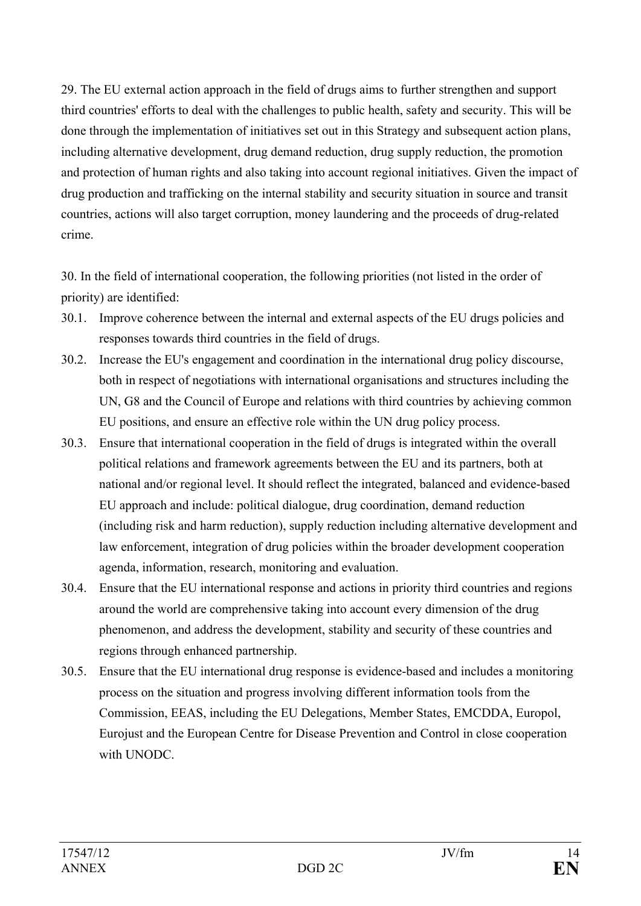29. The EU external action approach in the field of drugs aims to further strengthen and support third countries' efforts to deal with the challenges to public health, safety and security. This will be done through the implementation of initiatives set out in this Strategy and subsequent action plans, including alternative development, drug demand reduction, drug supply reduction, the promotion and protection of human rights and also taking into account regional initiatives. Given the impact of drug production and trafficking on the internal stability and security situation in source and transit countries, actions will also target corruption, money laundering and the proceeds of drug-related crime.

30. In the field of international cooperation, the following priorities (not listed in the order of priority) are identified:

30.1. Improve coherence between the internal and external aspects of the EU drugs policies and responses towards third countries in the field of drugs.

30.2. Increase the EU's engagement and coordination in the international drug policy discourse, both in respect of negotiations with international organisations and structures including the UN, G8 and the Council of Europe and relations with third countries by achieving common EU positions, and ensure an effective role within the UN drug policy process.

30.3. Ensure that international cooperation in the field of drugs is integrated within the overall political relations and framework agreements between the EU and its partners, both at national and/or regional level. It should reflect the integrated, balanced and evidence-based EU approach and include: political dialogue, drug coordination, demand reduction (including risk and harm reduction), supply reduction including alternative development and law enforcement, integration of drug policies within the broader development cooperation agenda, information, research, monitoring and evaluation.

30.4. Ensure that the EU international response and actions in priority third countries and regions around the world are comprehensive taking into account every dimension of the drug phenomenon, and address the development, stability and security of these countries and regions through enhanced partnership.

30.5. Ensure that the EU international drug response is evidence-based and includes a monitoring process on the situation and progress involving different information tools from the Commission, EEAS, including the EU Delegations, Member States, EMCDDA, Europol, Eurojust and the European Centre for Disease Prevention and Control in close cooperation with UNODC.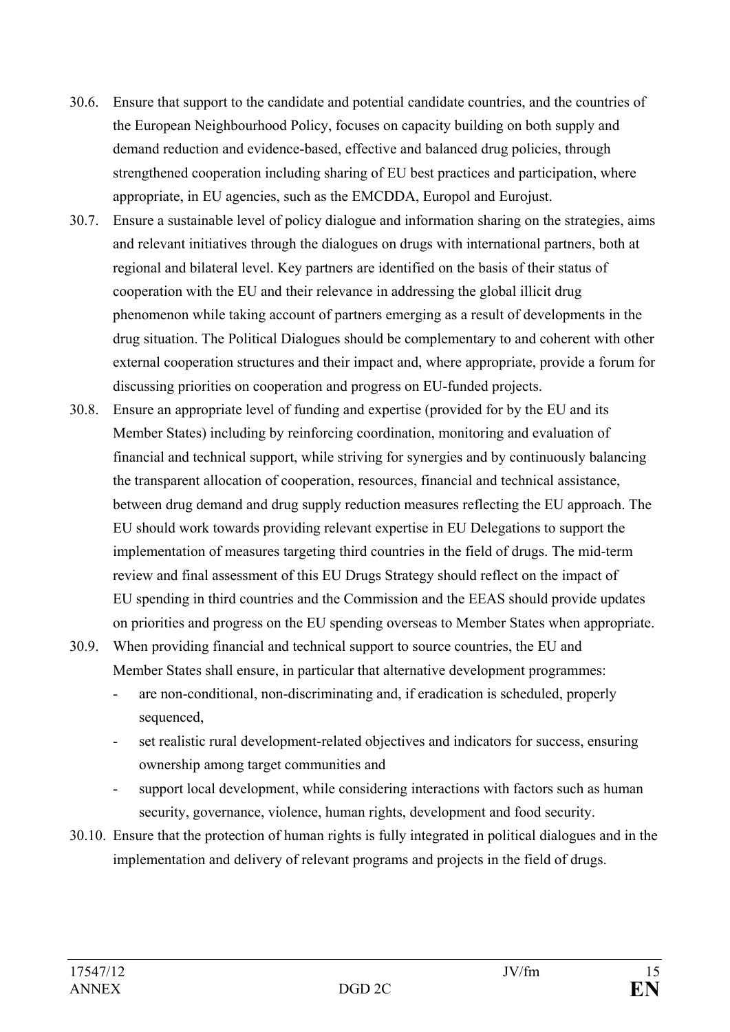30.6. Ensure that support to the candidate and potential candidate countries, and the countries of the European Neighbourhood Policy, focuses on capacity building on both supply and demand reduction and evidence-based, effective and balanced drug policies, through strengthened cooperation including sharing of EU best practices and participation, where appropriate, in EU agencies, such as the EMCDDA, Europol and Eurojust.

30.7. Ensure a sustainable level of policy dialogue and information sharing on the strategies, aims and relevant initiatives through the dialogues on drugs with international partners, both at regional and bilateral level. Key partners are identified on the basis of their status of cooperation with the EU and their relevance in addressing the global illicit drug phenomenon while taking account of partners emerging as a result of developments in the drug situation. The Political Dialogues should be complementary to and coherent with other external cooperation structures and their impact and, where appropriate, provide a forum for discussing priorities on cooperation and progress on EU-funded projects.

30.8. Ensure an appropriate level of funding and expertise (provided for by the EU and its Member States) including by reinforcing coordination, monitoring and evaluation of financial and technical support, while striving for synergies and by continuously balancing the transparent allocation of cooperation, resources, financial and technical assistance, between drug demand and drug supply reduction measures reflecting the EU approach. The EU should work towards providing relevant expertise in EU Delegations to support the implementation of measures targeting third countries in the field of drugs. The mid-term review and final assessment of this EU Drugs Strategy should reflect on the impact of EU spending in third countries and the Commission and the EEAS should provide updates on priorities and progress on the EU spending overseas to Member States when appropriate.

30.9. When providing financial and technical support to source countries, the EU and Member States shall ensure, in particular that alternative development programmes:

- are non-conditional, non-discriminating and, if eradication is scheduled, properly sequenced,
- set realistic rural development-related objectives and indicators for success, ensuring ownership among target communities and
- support local development, while considering interactions with factors such as human security, governance, violence, human rights, development and food security.

30.10. Ensure that the protection of human rights is fully integrated in political dialogues and in the implementation and delivery of relevant programs and projects in the field of drugs.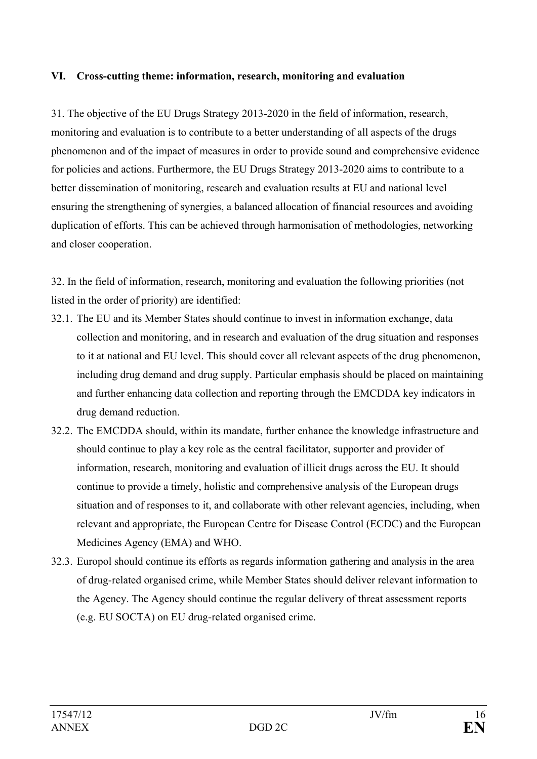## VI. Cross-cutting theme: information, research, monitoring and evaluation

31. The objective of the EU Drugs Strategy 2013-2020 in the field of information, research, monitoring and evaluation is to contribute to a better understanding of all aspects of the drugs phenomenon and of the impact of measures in order to provide sound and comprehensive evidence for policies and actions. Furthermore, the EU Drugs Strategy 2013-2020 aims to contribute to a better dissemination of monitoring, research and evaluation results at EU and national level ensuring the strengthening of synergies, a balanced allocation of financial resources and avoiding duplication of efforts. This can be achieved through harmonisation of methodologies, networking and closer cooperation.

32. In the field of information, research, monitoring and evaluation the following priorities (not listed in the order of priority) are identified:

32.1. The EU and its Member States should continue to invest in information exchange, data collection and monitoring, and in research and evaluation of the drug situation and responses to it at national and EU level. This should cover all relevant aspects of the drug phenomenon, including drug demand and drug supply. Particular emphasis should be placed on maintaining and further enhancing data collection and reporting through the EMCDDA key indicators in drug demand reduction.

32.2. The EMCDDA should, within its mandate, further enhance the knowledge infrastructure and should continue to play a key role as the central facilitator, supporter and provider of information, research, monitoring and evaluation of illicit drugs across the EU. It should continue to provide a timely, holistic and comprehensive analysis of the European drugs situation and of responses to it, and collaborate with other relevant agencies, including, when relevant and appropriate, the European Centre for Disease Control (ECDC) and the European Medicines Agency (EMA) and WHO.

32.3. Europol should continue its efforts as regards information gathering and analysis in the area of drug-related organised crime, while Member States should deliver relevant information to the Agency. The Agency should continue the regular delivery of threat assessment reports (e.g. EU SOCTA) on EU drug-related organised crime.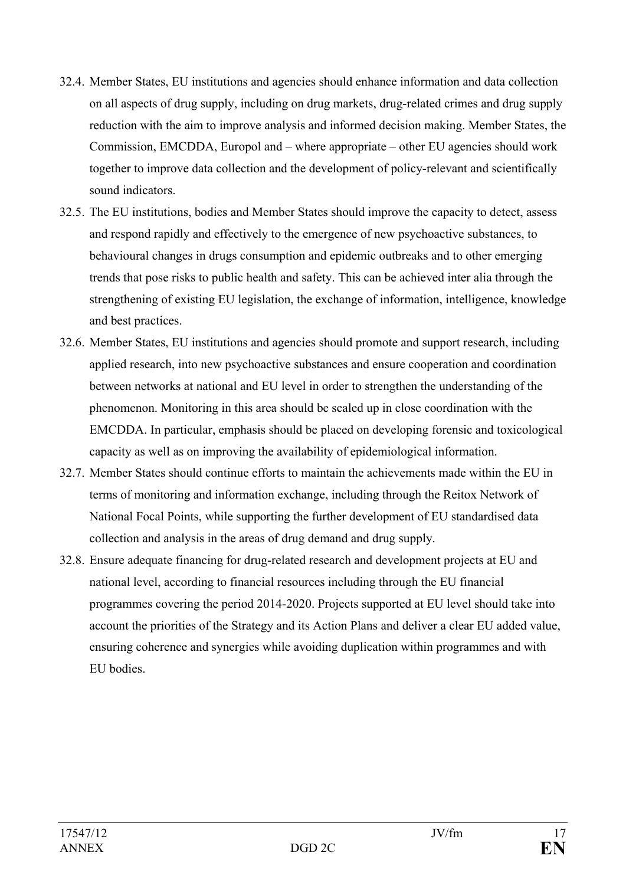32.4. Member States, EU institutions and agencies should enhance information and data collection on all aspects of drug supply, including on drug markets, drug-related crimes and drug supply reduction with the aim to improve analysis and informed decision making. Member States, the Commission, EMCDDA, Europol and – where appropriate – other EU agencies should work together to improve data collection and the development of policy-relevant and scientifically sound indicators.

32.5. The EU institutions, bodies and Member States should improve the capacity to detect, assess and respond rapidly and effectively to the emergence of new psychoactive substances, to behavioural changes in drugs consumption and epidemic outbreaks and to other emerging trends that pose risks to public health and safety. This can be achieved inter alia through the strengthening of existing EU legislation, the exchange of information, intelligence, knowledge and best practices.

32.6. Member States, EU institutions and agencies should promote and support research, including applied research, into new psychoactive substances and ensure cooperation and coordination between networks at national and EU level in order to strengthen the understanding of the phenomenon. Monitoring in this area should be scaled up in close coordination with the EMCDDA. In particular, emphasis should be placed on developing forensic and toxicological capacity as well as on improving the availability of epidemiological information.

32.7. Member States should continue efforts to maintain the achievements made within the EU in terms of monitoring and information exchange, including through the Reitox Network of National Focal Points, while supporting the further development of EU standardised data collection and analysis in the areas of drug demand and drug supply.

32.8. Ensure adequate financing for drug-related research and development projects at EU and national level, according to financial resources including through the EU financial programmes covering the period 2014-2020. Projects supported at EU level should take into account the priorities of the Strategy and its Action Plans and deliver a clear EU added value, ensuring coherence and synergies while avoiding duplication within programmes and with EU bodies.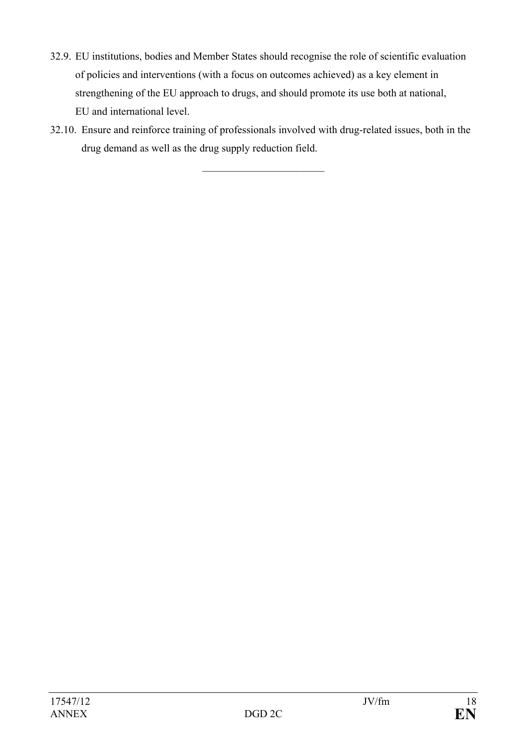32.9. EU institutions, bodies and Member States should recognise the role of scientific evaluation of policies and interventions (with a focus on outcomes achieved) as a key element in strengthening of the EU approach to drugs, and should promote its use both at national, EU and international level.

32.10. Ensure and reinforce training of professionals involved with drug-related issues, both in the drug demand as well as the drug supply reduction field.

\_\_\_\_\_\_\_\_\_\_\_\_\_\_\_\_\_\_\_\_\_\_\_\_